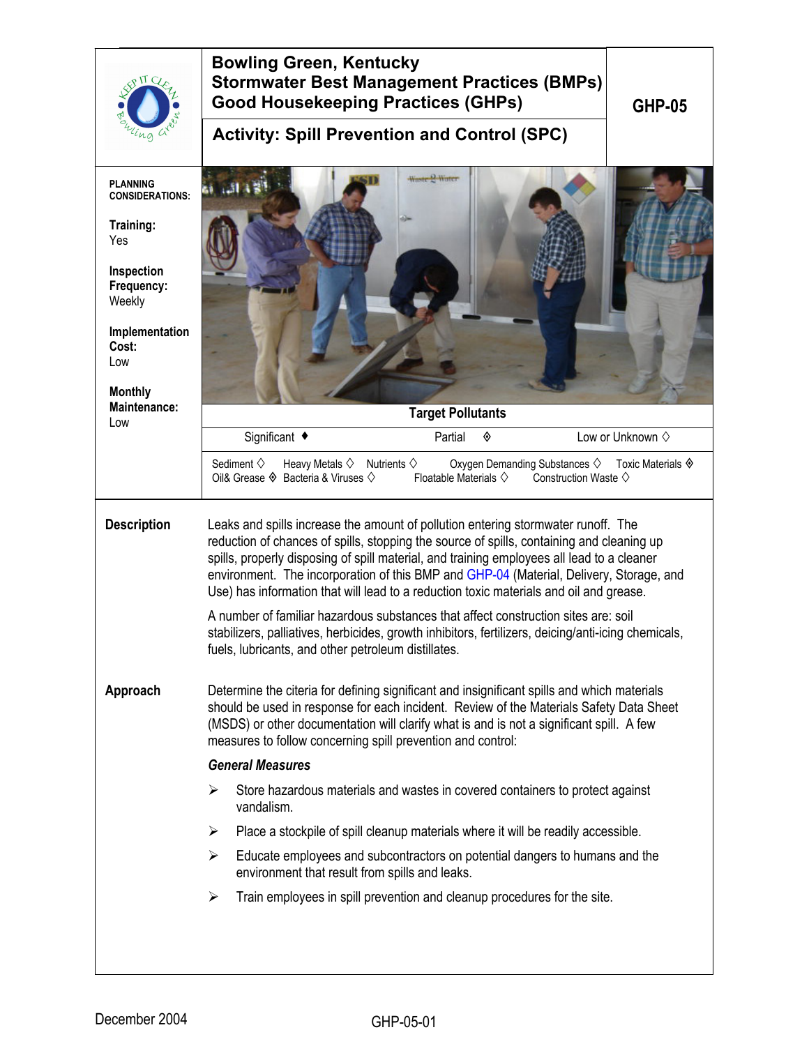# Bowling Green, Kentucky
# Stormwater Best Management Practices (BMPs)
# Good Housekeeping Practices (GHPs)

**GHP-05**

## Activity: Spill Prevention and Control (SPC)

**PLANNING CONSIDERATIONS:**

**Training:**
Yes

**Inspection Frequency:**
Weekly

**Implementation Cost:**
Low

**Monthly Maintenance:**
Low

**Target Pollutants**

| Significant ♦ | Partial ◈ | Low or Unknown ◊ |
|---|---|---|

Sediment ◊ Heavy Metals ◊ Nutrients ◊ Oxygen Demanding Substances ◊ Toxic Materials ◈
Oil& Grease ◈ Bacteria & Viruses ◊ Floatable Materials ◊ Construction Waste ◊

### Description

Leaks and spills increase the amount of pollution entering stormwater runoff. The reduction of chances of spills, stopping the source of spills, containing and cleaning up spills, properly disposing of spill material, and training employees all lead to a cleaner environment. The incorporation of this BMP and GHP-04 (Material, Delivery, Storage, and Use) has information that will lead to a reduction toxic materials and oil and grease.

A number of familiar hazardous substances that affect construction sites are: soil stabilizers, palliatives, herbicides, growth inhibitors, fertilizers, deicing/anti-icing chemicals, fuels, lubricants, and other petroleum distillates.

### Approach

Determine the citeria for defining significant and insignificant spills and which materials should be used in response for each incident. Review of the Materials Safety Data Sheet (MSDS) or other documentation will clarify what is and is not a significant spill. A few measures to follow concerning spill prevention and control:

***General Measures***

- Store hazardous materials and wastes in covered containers to protect against vandalism.
- Place a stockpile of spill cleanup materials where it will be readily accessible.
- Educate employees and subcontractors on potential dangers to humans and the environment that result from spills and leaks.
- Train employees in spill prevention and cleanup procedures for the site.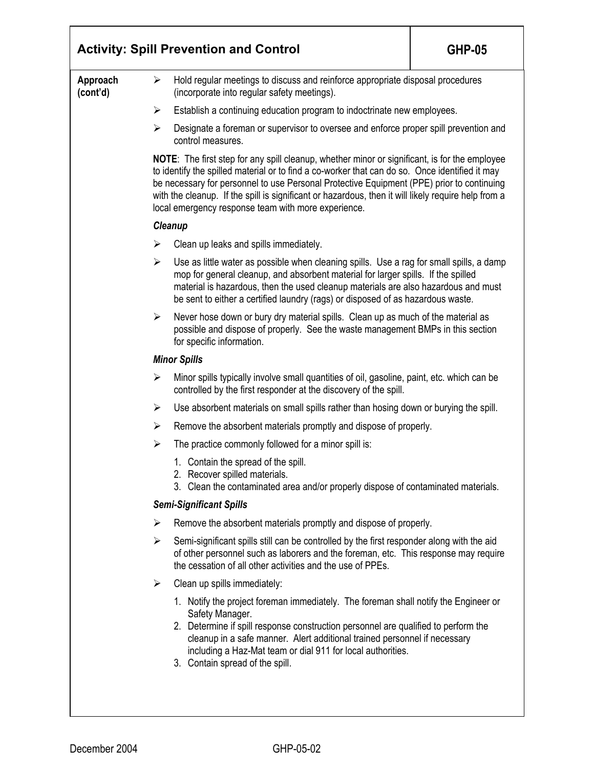## Activity: Spill Prevention and Control — GHP-05

**Approach (cont'd)**

- Hold regular meetings to discuss and reinforce appropriate disposal procedures (incorporate into regular safety meetings).
- Establish a continuing education program to indoctrinate new employees.
- Designate a foreman or supervisor to oversee and enforce proper spill prevention and control measures.

**NOTE**: The first step for any spill cleanup, whether minor or significant, is for the employee to identify the spilled material or to find a co-worker that can do so. Once identified it may be necessary for personnel to use Personal Protective Equipment (PPE) prior to continuing with the cleanup. If the spill is significant or hazardous, then it will likely require help from a local emergency response team with more experience.

***Cleanup***

- Clean up leaks and spills immediately.
- Use as little water as possible when cleaning spills. Use a rag for small spills, a damp mop for general cleanup, and absorbent material for larger spills. If the spilled material is hazardous, then the used cleanup materials are also hazardous and must be sent to either a certified laundry (rags) or disposed of as hazardous waste.
- Never hose down or bury dry material spills. Clean up as much of the material as possible and dispose of properly. See the waste management BMPs in this section for specific information.

***Minor Spills***

- Minor spills typically involve small quantities of oil, gasoline, paint, etc. which can be controlled by the first responder at the discovery of the spill.
- Use absorbent materials on small spills rather than hosing down or burying the spill.
- Remove the absorbent materials promptly and dispose of properly.
- The practice commonly followed for a minor spill is:
  1. Contain the spread of the spill.
  2. Recover spilled materials.
  3. Clean the contaminated area and/or properly dispose of contaminated materials.

***Semi-Significant Spills***

- Remove the absorbent materials promptly and dispose of properly.
- Semi-significant spills still can be controlled by the first responder along with the aid of other personnel such as laborers and the foreman, etc. This response may require the cessation of all other activities and the use of PPEs.
- Clean up spills immediately:
  1. Notify the project foreman immediately. The foreman shall notify the Engineer or Safety Manager.
  2. Determine if spill response construction personnel are qualified to perform the cleanup in a safe manner. Alert additional trained personnel if necessary including a Haz-Mat team or dial 911 for local authorities.
  3. Contain spread of the spill.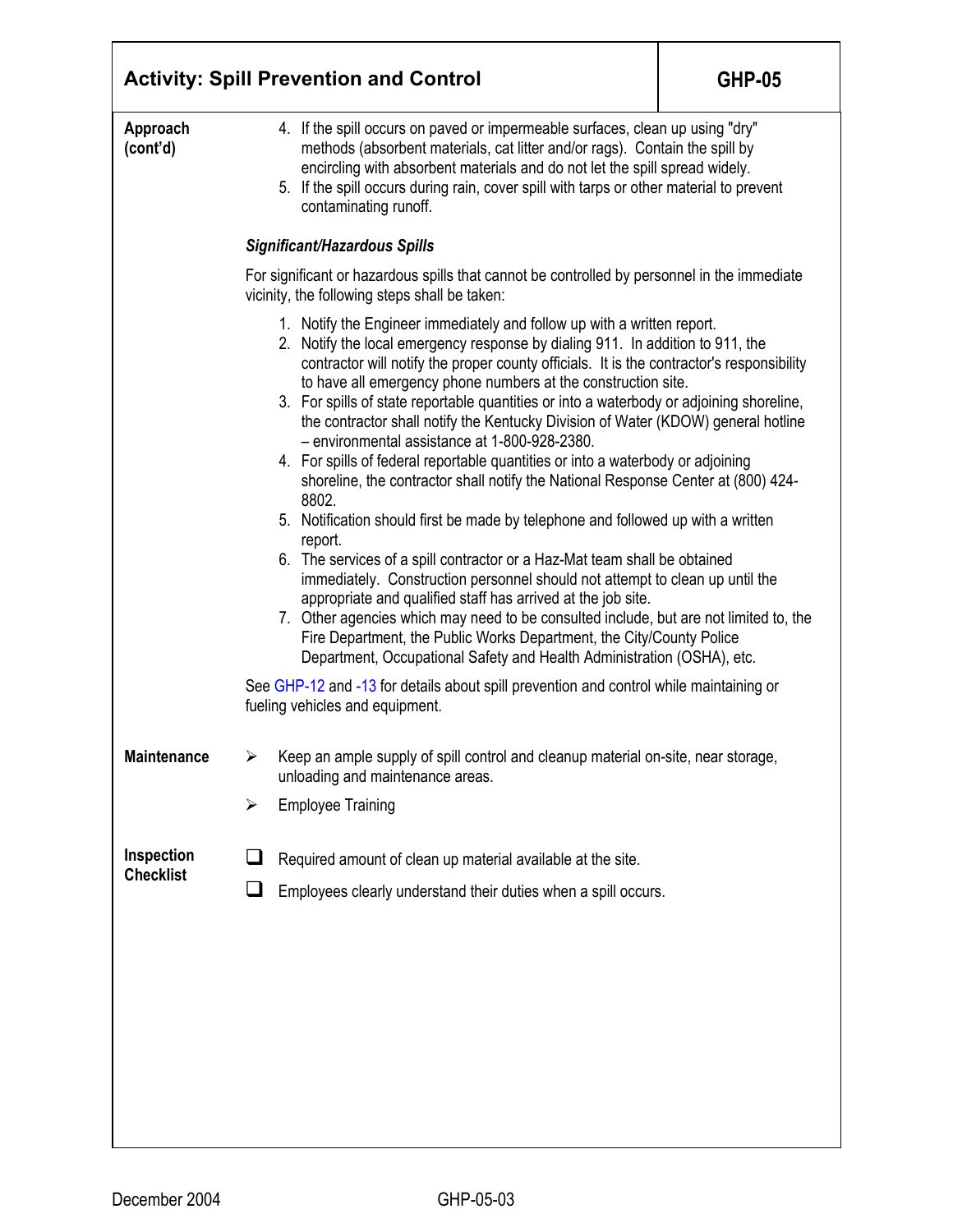## Activity: Spill Prevention and Control — GHP-05

**Approach (cont'd)**

4. If the spill occurs on paved or impermeable surfaces, clean up using "dry" methods (absorbent materials, cat litter and/or rags). Contain the spill by encircling with absorbent materials and do not let the spill spread widely.
5. If the spill occurs during rain, cover spill with tarps or other material to prevent contaminating runoff.

***Significant/Hazardous Spills***

For significant or hazardous spills that cannot be controlled by personnel in the immediate vicinity, the following steps shall be taken:

1. Notify the Engineer immediately and follow up with a written report.
2. Notify the local emergency response by dialing 911. In addition to 911, the contractor will notify the proper county officials. It is the contractor's responsibility to have all emergency phone numbers at the construction site.
3. For spills of state reportable quantities or into a waterbody or adjoining shoreline, the contractor shall notify the Kentucky Division of Water (KDOW) general hotline – environmental assistance at 1-800-928-2380.
4. For spills of federal reportable quantities or into a waterbody or adjoining shoreline, the contractor shall notify the National Response Center at (800) 424-8802.
5. Notification should first be made by telephone and followed up with a written report.
6. The services of a spill contractor or a Haz-Mat team shall be obtained immediately. Construction personnel should not attempt to clean up until the appropriate and qualified staff has arrived at the job site.
7. Other agencies which may need to be consulted include, but are not limited to, the Fire Department, the Public Works Department, the City/County Police Department, Occupational Safety and Health Administration (OSHA), etc.

See GHP-12 and -13 for details about spill prevention and control while maintaining or fueling vehicles and equipment.

**Maintenance**

- Keep an ample supply of spill control and cleanup material on-site, near storage, unloading and maintenance areas.
- Employee Training

**Inspection Checklist**

- [ ] Required amount of clean up material available at the site.
- [ ] Employees clearly understand their duties when a spill occurs.